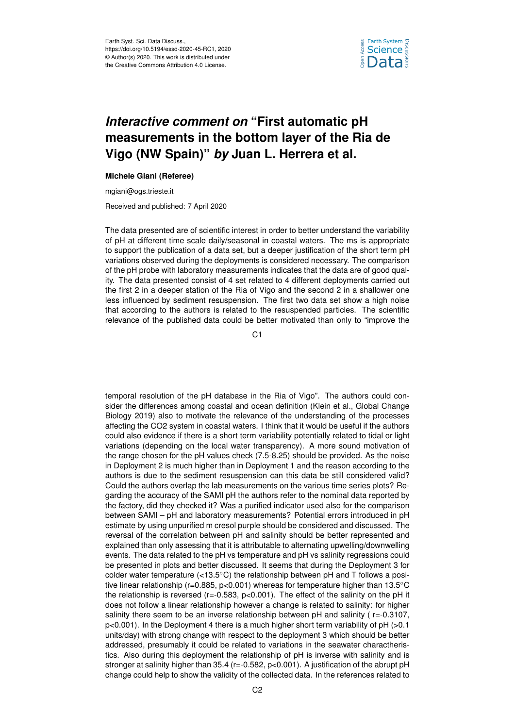# *Interactive comment on* "First automatic pH measurements in the bottom layer of the Ria de Vigo (NW Spain)" *by* Juan L. Herrera et al.

**Michele Giani (Referee)**

mgiani@ogs.trieste.it

Received and published: 7 April 2020

The data presented are of scientific interest in order to better understand the variability of pH at different time scale daily/seasonal in coastal waters. The ms is appropriate to support the publication of a data set, but a deeper justification of the short term pH variations observed during the deployments is considered necessary. The comparison of the pH probe with laboratory measurements indicates that the data are of good quality. The data presented consist of 4 set related to 4 different deployments carried out the first 2 in a deeper station of the Ria of Vigo and the second 2 in a shallower one less influenced by sediment resuspension. The first two data set show a high noise that according to the authors is related to the resuspended particles. The scientific relevance of the published data could be better motivated than only to "improve the temporal resolution of the pH database in the Ria of Vigo". The authors could consider the differences among coastal and ocean definition (Klein et al., Global Change Biology 2019) also to motivate the relevance of the understanding of the processes affecting the $CO_2$ system in coastal waters. I think that it would be useful if the authors could also evidence if there is a short term variability potentially related to tidal or light variations (depending on the local water transparency). A more sound motivation of the range chosen for the pH values check (7.5-8.25) should be provided. As the noise in Deployment 2 is much higher than in Deployment 1 and the reason according to the authors is due to the sediment resuspension can this data be still considered valid? Could the authors overlap the lab measurements on the various time series plots? Regarding the accuracy of the SAMI pH the authors refer to the nominal data reported by the factory, did they checked it? Was a purified indicator used also for the comparison between SAMI – pH and laboratory measurements? Potential errors introduced in pH estimate by using unpurified m cresol purple should be considered and discussed. The reversal of the correlation between pH and salinity should be better represented and explained than only assessing that it is attributable to alternating upwelling/downwelling events. The data related to the pH vs temperature and pH vs salinity regressions could be presented in plots and better discussed. It seems that during the Deployment 3 for colder water temperature (<13.5°C) the relationship between pH and T follows a positive linear relationship ($r=0.885$, $p<0.001$) whereas for temperature higher than 13.5°C the relationship is reversed ($r=-0.583$, $p<0.001$). The effect of the salinity on the pH it does not follow a linear relationship however a change is related to salinity: for higher salinity there seem to be an inverse relationship between pH and salinity ( $r=-0.3107$, $p<0.001$). In the Deployment 4 there is a much higher short term variability of pH (>0.1 units/day) with strong change with respect to the deployment 3 which should be better addressed, presumably it could be related to variations in the seawater charactheristics. Also during this deployment the relationship of pH is inverse with salinity and is stronger at salinity higher than 35.4 ($r=-0.582$, $p<0.001$). A justification of the abrupt pH change could help to show the validity of the collected data. In the references related to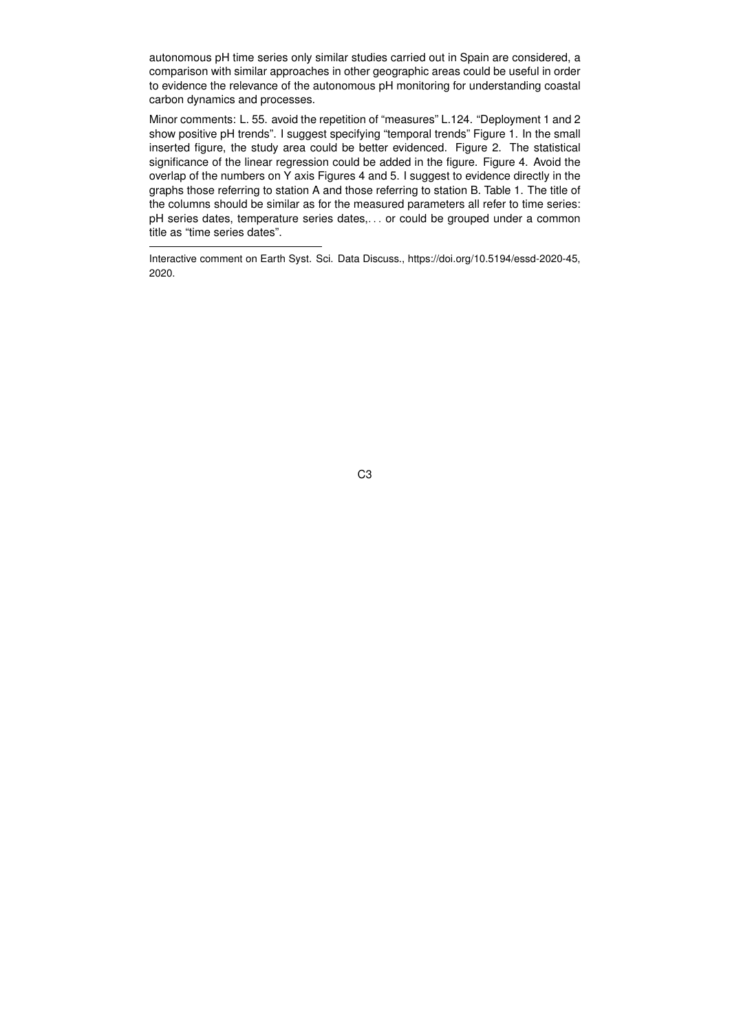autonomous pH time series only similar studies carried out in Spain are considered, a comparison with similar approaches in other geographic areas could be useful in order to evidence the relevance of the autonomous pH monitoring for understanding coastal carbon dynamics and processes.

Minor comments: L. 55. avoid the repetition of "measures" L.124. "Deployment 1 and 2 show positive pH trends". I suggest specifying "temporal trends" Figure 1. In the small inserted figure, the study area could be better evidenced. Figure 2. The statistical significance of the linear regression could be added in the figure. Figure 4. Avoid the overlap of the numbers on Y axis Figures 4 and 5. I suggest to evidence directly in the graphs those referring to station A and those referring to station B. Table 1. The title of the columns should be similar as for the measured parameters all refer to time series: pH series dates, temperature series dates,. . . or could be grouped under a common title as "time series dates".

---

Interactive comment on Earth Syst. Sci. Data Discuss., https://doi.org/10.5194/essd-2020-45, 2020.